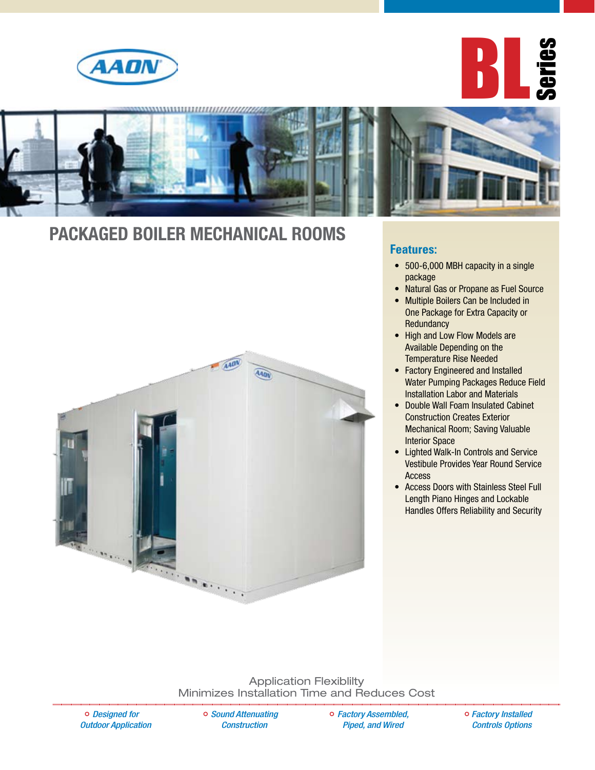AAON

# BL Series

## PACKAGED BOILER MECHANICAL ROOMS

### Features:

- 500-6,000 MBH capacity in a single package
- Natural Gas or Propane as Fuel Source
- Multiple Boilers Can be Included in One Package for Extra Capacity or Redundancy
- High and Low Flow Models are Available Depending on the Temperature Rise Needed
- Factory Engineered and Installed Water Pumping Packages Reduce Field Installation Labor and Materials
- Double Wall Foam Insulated Cabinet Construction Creates Exterior Mechanical Room; Saving Valuable Interior Space
- Lighted Walk-In Controls and Service Vestibule Provides Year Round Service Access
- Access Doors with Stainless Steel Full Length Piano Hinges and Lockable Handles Offers Reliability and Security

Application Flexiblilty
Minimizes Installation Time and Reduces Cost

- *Designed for Outdoor Application*
- *Sound Attenuating Construction*
- *Factory Assembled, Piped, and Wired*
- *Factory Installed Controls Options*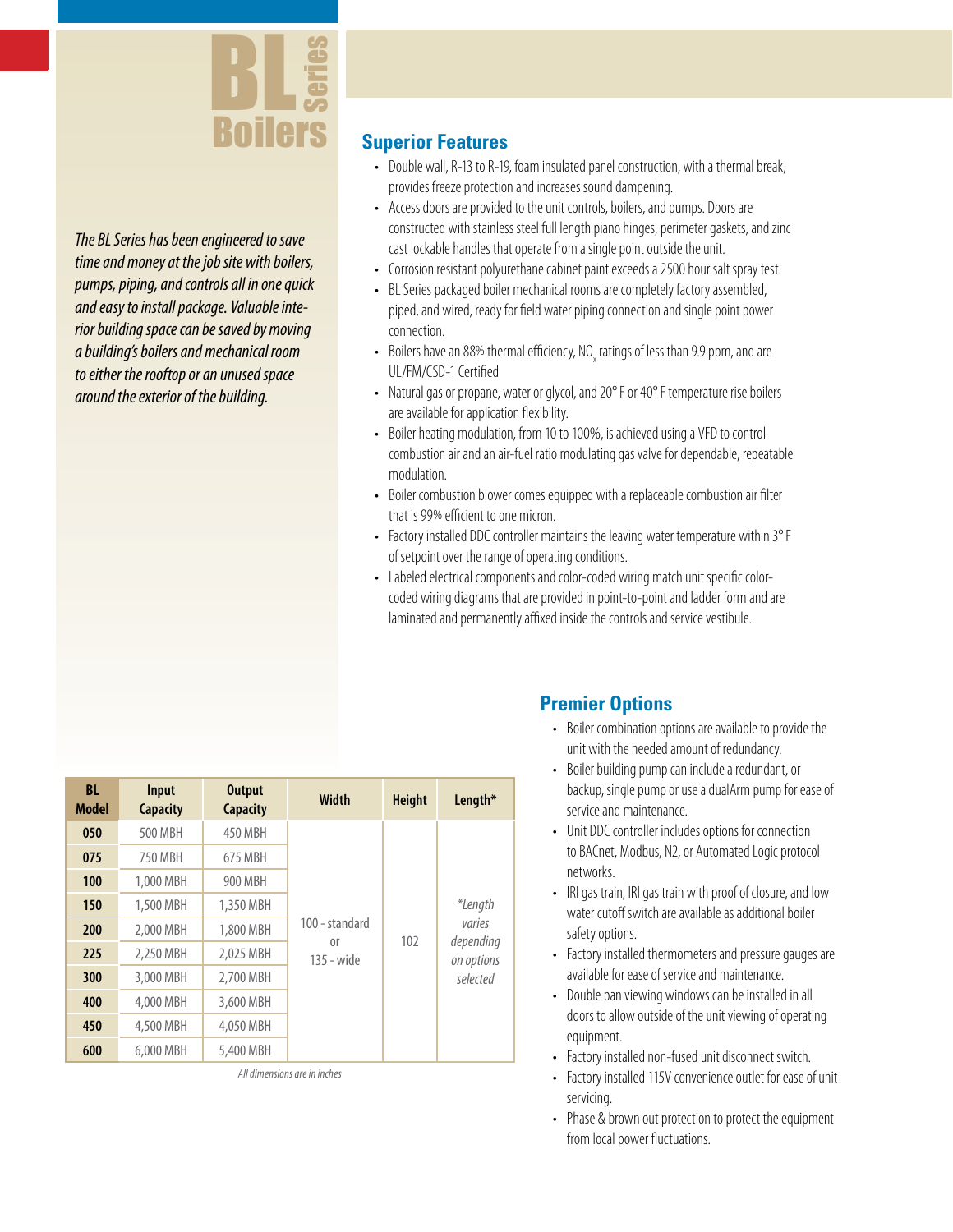# BL Series Boilers

*The BL Series has been engineered to save time and money at the job site with boilers, pumps, piping, and controls all in one quick and easy to install package. Valuable interior building space can be saved by moving a building's boilers and mechanical room to either the rooftop or an unused space around the exterior of the building.*

## Superior Features

- Double wall, R-13 to R-19, foam insulated panel construction, with a thermal break, provides freeze protection and increases sound dampening.
- Access doors are provided to the unit controls, boilers, and pumps. Doors are constructed with stainless steel full length piano hinges, perimeter gaskets, and zinc cast lockable handles that operate from a single point outside the unit.
- Corrosion resistant polyurethane cabinet paint exceeds a 2500 hour salt spray test.
- BL Series packaged boiler mechanical rooms are completely factory assembled, piped, and wired, ready for field water piping connection and single point power connection.
- Boilers have an 88% thermal efficiency, $NO_x$ ratings of less than 9.9 ppm, and are UL/FM/CSD-1 Certified
- Natural gas or propane, water or glycol, and 20° F or 40° F temperature rise boilers are available for application flexibility.
- Boiler heating modulation, from 10 to 100%, is achieved using a VFD to control combustion air and an air-fuel ratio modulating gas valve for dependable, repeatable modulation.
- Boiler combustion blower comes equipped with a replaceable combustion air filter that is 99% efficient to one micron.
- Factory installed DDC controller maintains the leaving water temperature within 3° F of setpoint over the range of operating conditions.
- Labeled electrical components and color-coded wiring match unit specific color-coded wiring diagrams that are provided in point-to-point and ladder form and are laminated and permanently affixed inside the controls and service vestibule.

| BL Model | Input Capacity | Output Capacity | Width | Height | Length* |
|---|---|---|---|---|---|
| 050 | 500 MBH | 450 MBH | 100 - standard or 135 - wide | 102 | *\*Length varies depending on options selected* |
| 075 | 750 MBH | 675 MBH | | | |
| 100 | 1,000 MBH | 900 MBH | | | |
| 150 | 1,500 MBH | 1,350 MBH | | | |
| 200 | 2,000 MBH | 1,800 MBH | | | |
| 225 | 2,250 MBH | 2,025 MBH | | | |
| 300 | 3,000 MBH | 2,700 MBH | | | |
| 400 | 4,000 MBH | 3,600 MBH | | | |
| 450 | 4,500 MBH | 4,050 MBH | | | |
| 600 | 6,000 MBH | 5,400 MBH | | | |

*All dimensions are in inches*

## Premier Options

- Boiler combination options are available to provide the unit with the needed amount of redundancy.
- Boiler building pump can include a redundant, or backup, single pump or use a dualArm pump for ease of service and maintenance.
- Unit DDC controller includes options for connection to BACnet, Modbus, N2, or Automated Logic protocol networks.
- IRI gas train, IRI gas train with proof of closure, and low water cutoff switch are available as additional boiler safety options.
- Factory installed thermometers and pressure gauges are available for ease of service and maintenance.
- Double pan viewing windows can be installed in all doors to allow outside of the unit viewing of operating equipment.
- Factory installed non-fused unit disconnect switch.
- Factory installed 115V convenience outlet for ease of unit servicing.
- Phase & brown out protection to protect the equipment from local power fluctuations.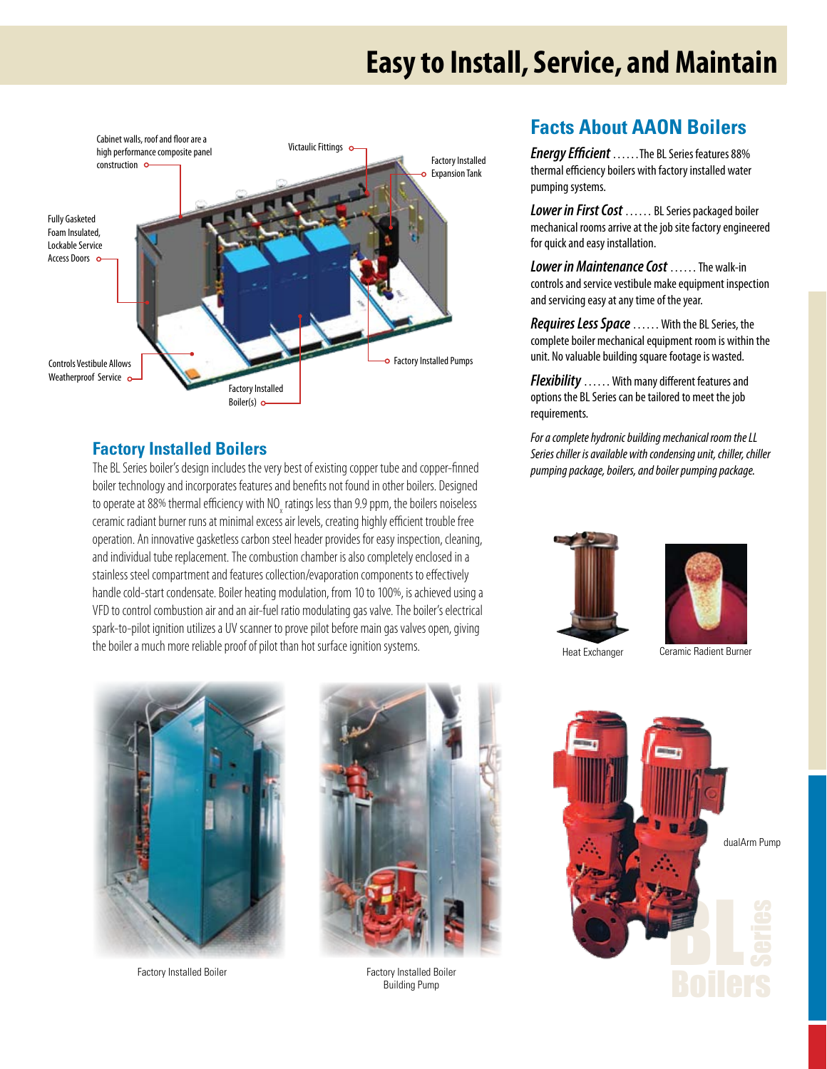# Easy to Install, Service, and Maintain

Cabinet walls, roof and floor are a high performance composite panel construction

Victaulic Fittings

Factory Installed Expansion Tank

Fully Gasketed Foam Insulated, Lockable Service Access Doors

Controls Vestibule Allows Weatherproof Service

Factory Installed Boiler(s)

Factory Installed Pumps

## Factory Installed Boilers

The BL Series boiler's design includes the very best of existing copper tube and copper-finned boiler technology and incorporates features and benefits not found in other boilers. Designed to operate at 88% thermal efficiency with $NO_x$ ratings less than 9.9 ppm, the boilers noiseless ceramic radiant burner runs at minimal excess air levels, creating highly efficient trouble free operation. An innovative gasketless carbon steel header provides for easy inspection, cleaning, and individual tube replacement. The combustion chamber is also completely enclosed in a stainless steel compartment and features collection/evaporation components to effectively handle cold-start condensate. Boiler heating modulation, from 10 to 100%, is achieved using a VFD to control combustion air and an air-fuel ratio modulating gas valve. The boiler's electrical spark-to-pilot ignition utilizes a UV scanner to prove pilot before main gas valves open, giving the boiler a much more reliable proof of pilot than hot surface ignition systems.

## Facts About AAON Boilers

***Energy Efficient*** ......The BL Series features 88% thermal efficiency boilers with factory installed water pumping systems.

***Lower in First Cost*** ...... BL Series packaged boiler mechanical rooms arrive at the job site factory engineered for quick and easy installation.

***Lower in Maintenance Cost*** ...... The walk-in controls and service vestibule make equipment inspection and servicing easy at any time of the year.

***Requires Less Space*** ...... With the BL Series, the complete boiler mechanical equipment room is within the unit. No valuable building square footage is wasted.

***Flexibility*** ...... With many different features and options the BL Series can be tailored to meet the job requirements.

*For a complete hydronic building mechanical room the LL Series chiller is available with condensing unit, chiller, chiller pumping package, boilers, and boiler pumping package.*

Heat Exchanger

Ceramic Radient Burner

Factory Installed Boiler

Factory Installed Boiler Building Pump

dualArm Pump

BL Series Boilers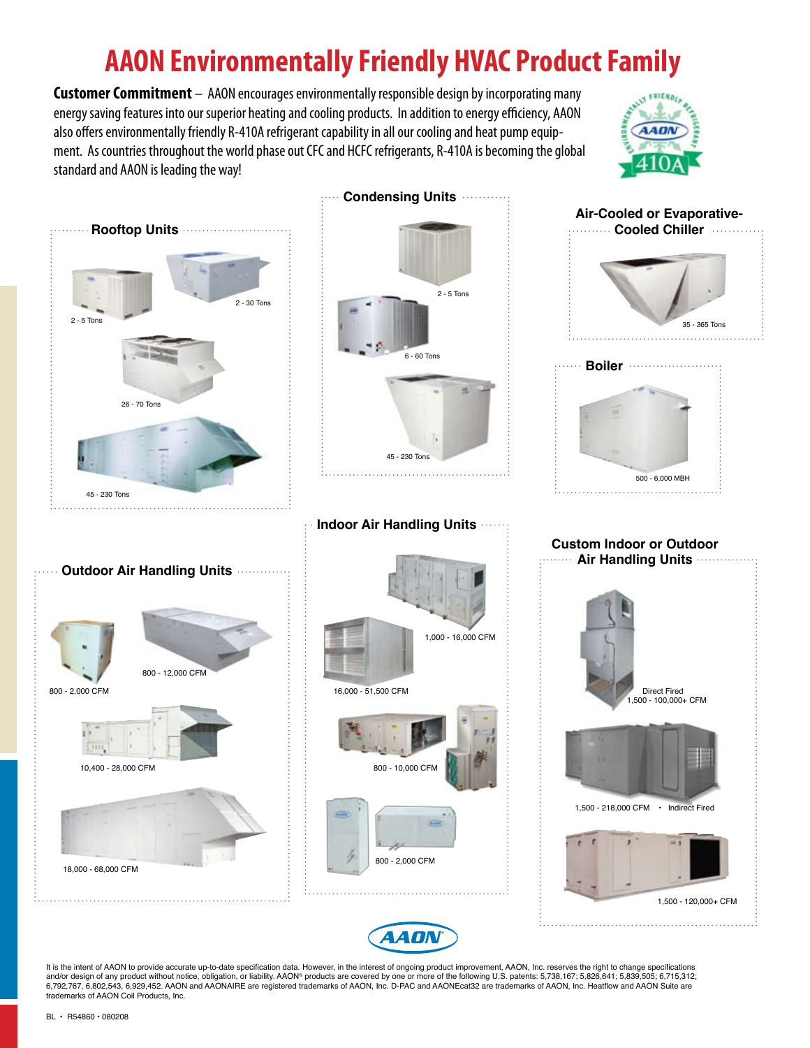# AAON Environmentally Friendly HVAC Product Family

**Customer Commitment** – AAON encourages environmentally responsible design by incorporating many energy saving features into our superior heating and cooling products. In addition to energy efficiency, AAON also offers environmentally friendly R-410A refrigerant capability in all our cooling and heat pump equipment. As countries throughout the world phase out CFC and HCFC refrigerants, R-410A is becoming the global standard and AAON is leading the way!

ENVIRONMENTALLY FRIENDLY REFRIGERANT AAON 410A

## Rooftop Units

2 - 5 Tons

2 - 30 Tons

26 - 70 Tons

45 - 230 Tons

## Condensing Units

2 - 5 Tons

6 - 60 Tons

45 - 230 Tons

## Air-Cooled or Evaporative-Cooled Chiller

35 - 365 Tons

## Boiler

500 - 6,000 MBH

## Outdoor Air Handling Units

800 - 2,000 CFM

800 - 12,000 CFM

10,400 - 28,000 CFM

18,000 - 68,000 CFM

## Indoor Air Handling Units

1,000 - 16,000 CFM

16,000 - 51,500 CFM

800 - 10,000 CFM

800 - 2,000 CFM

## Custom Indoor or Outdoor Air Handling Units

Direct Fired
1,500 - 100,000+ CFM

1,500 - 218,000 CFM • Indirect Fired

1,500 - 120,000+ CFM

AAON

It is the intent of AAON to provide accurate up-to-date specification data. However, in the interest of ongoing product improvement, AAON, Inc. reserves the right to change specifications and/or design of any product without notice, obligation, or liability. AAON® products are covered by one or more of the following U.S. patents: 5,738,167; 5,826,641; 5,839,505; 6,715,312; 6,792,767, 6,802,543, 6,929,452. AAON and AAONAIRE are registered trademarks of AAON, Inc. D-PAC and AAONEcat32 are trademarks of AAON, Inc. Heatflow and AAON Suite are trademarks of AAON Coil Products, Inc.

BL • R54860 • 080208